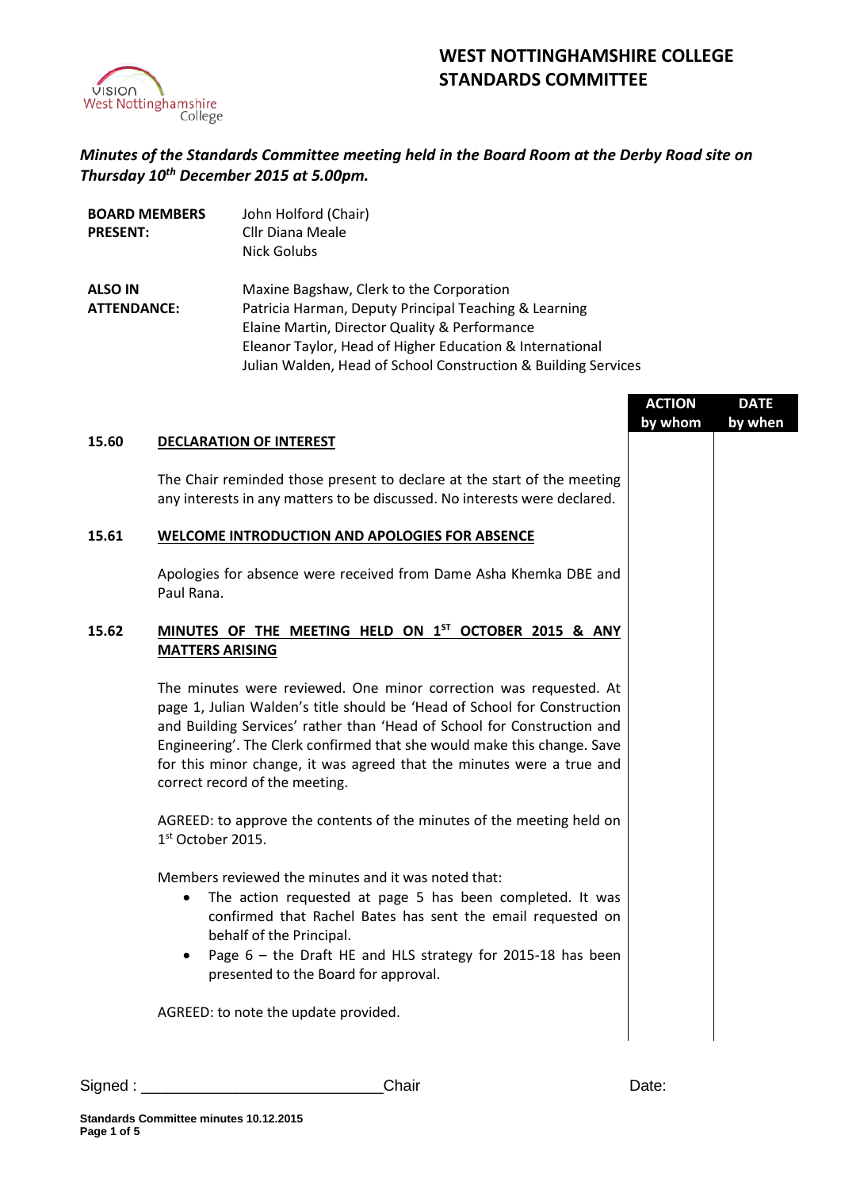# WEST NOTTINGHAMSHIRE COLLEGE STANDARDS COMMITTEE

***Minutes of the Standards Committee meeting held in the Board Room at the Derby Road site on Thursday 10th December 2015 at 5.00pm.***

| | |
|---|---|
| **BOARD MEMBERS PRESENT:** | John Holford (Chair)<br>Cllr Diana Meale<br>Nick Golubs |
| **ALSO IN ATTENDANCE:** | Maxine Bagshaw, Clerk to the Corporation<br>Patricia Harman, Deputy Principal Teaching & Learning<br>Elaine Martin, Director Quality & Performance<br>Eleanor Taylor, Head of Higher Education & International<br>Julian Walden, Head of School Construction & Building Services |

| | | ACTION by whom | DATE by when |
|---|---|---|---|
| **15.60** | **DECLARATION OF INTEREST** | | |
| | The Chair reminded those present to declare at the start of the meeting any interests in any matters to be discussed. No interests were declared. | | |
| **15.61** | **WELCOME INTRODUCTION AND APOLOGIES FOR ABSENCE** | | |
| | Apologies for absence were received from Dame Asha Khemka DBE and Paul Rana. | | |
| **15.62** | **MINUTES OF THE MEETING HELD ON 1ST OCTOBER 2015 & ANY MATTERS ARISING** | | |
| | The minutes were reviewed. One minor correction was requested. At page 1, Julian Walden's title should be 'Head of School for Construction and Building Services' rather than 'Head of School for Construction and Engineering'. The Clerk confirmed that she would make this change. Save for this minor change, it was agreed that the minutes were a true and correct record of the meeting. | | |
| | AGREED: to approve the contents of the minutes of the meeting held on 1st October 2015. | | |
| | Members reviewed the minutes and it was noted that:<br>• The action requested at page 5 has been completed. It was confirmed that Rachel Bates has sent the email requested on behalf of the Principal.<br>• Page 6 – the Draft HE and HLS strategy for 2015-18 has been presented to the Board for approval. | | |
| | AGREED: to note the update provided. | | |

Signed : ___________________________Chair Date: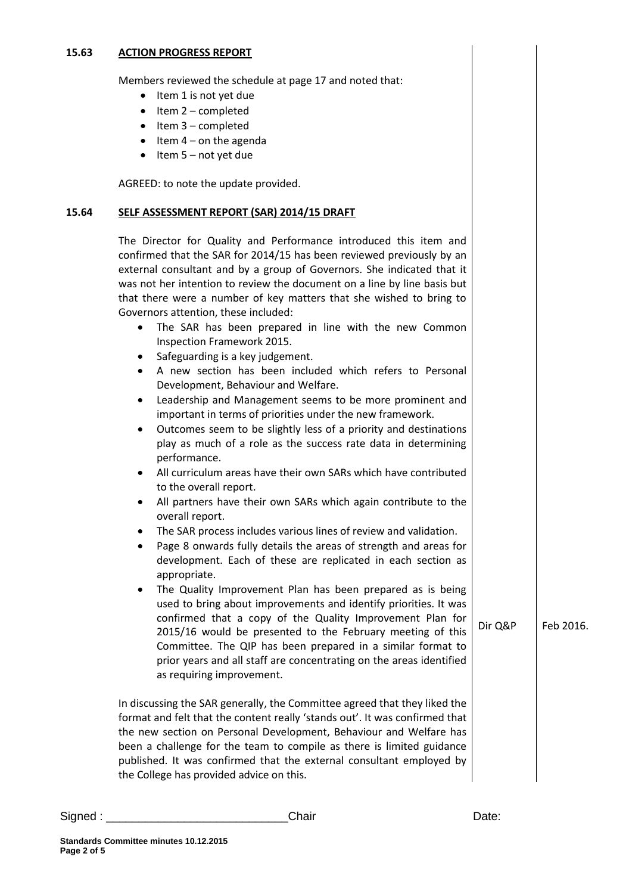## 15.63 ACTION PROGRESS REPORT

Members reviewed the schedule at page 17 and noted that:

- Item 1 is not yet due
- Item 2 – completed
- Item 3 – completed
- Item 4 – on the agenda
- Item 5 – not yet due

AGREED: to note the update provided.

## 15.64 SELF ASSESSMENT REPORT (SAR) 2014/15 DRAFT

The Director for Quality and Performance introduced this item and confirmed that the SAR for 2014/15 has been reviewed previously by an external consultant and by a group of Governors. She indicated that it was not her intention to review the document on a line by line basis but that there were a number of key matters that she wished to bring to Governors attention, these included:

- The SAR has been prepared in line with the new Common Inspection Framework 2015.
- Safeguarding is a key judgement.
- A new section has been included which refers to Personal Development, Behaviour and Welfare.
- Leadership and Management seems to be more prominent and important in terms of priorities under the new framework.
- Outcomes seem to be slightly less of a priority and destinations play as much of a role as the success rate data in determining performance.
- All curriculum areas have their own SARs which have contributed to the overall report.
- All partners have their own SARs which again contribute to the overall report.
- The SAR process includes various lines of review and validation.
- Page 8 onwards fully details the areas of strength and areas for development. Each of these are replicated in each section as appropriate.
- The Quality Improvement Plan has been prepared as is being used to bring about improvements and identify priorities. It was confirmed that a copy of the Quality Improvement Plan for 2015/16 would be presented to the February meeting of this Committee. The QIP has been prepared in a similar format to prior years and all staff are concentrating on the areas identified as requiring improvement. — **Dir Q&P** — **Feb 2016.**

In discussing the SAR generally, the Committee agreed that they liked the format and felt that the content really 'stands out'. It was confirmed that the new section on Personal Development, Behaviour and Welfare has been a challenge for the team to compile as there is limited guidance published. It was confirmed that the external consultant employed by the College has provided advice on this.

Signed : ___________________________Chair Date: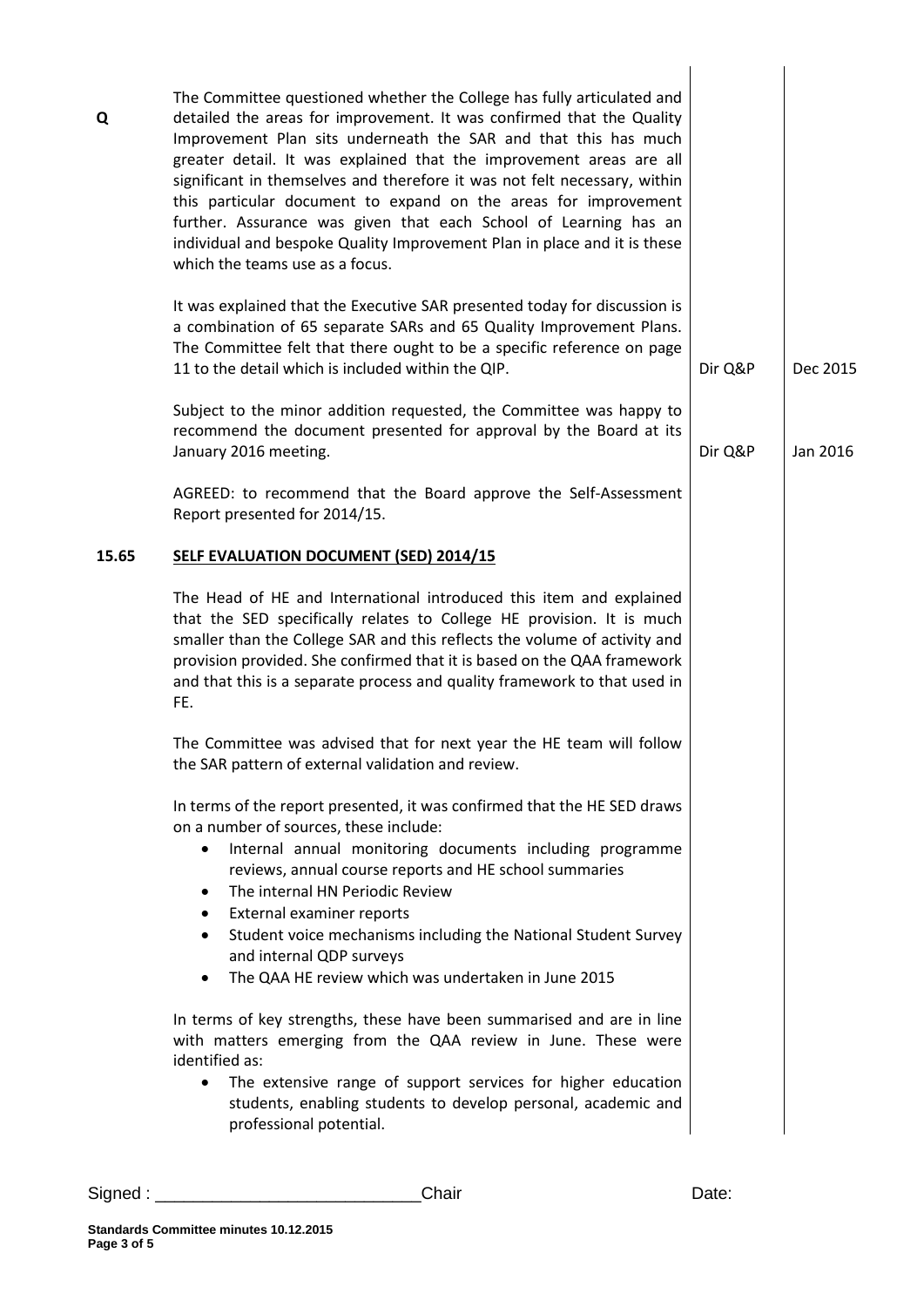| | | | |
|---|---|---|---|
| **Q** | The Committee questioned whether the College has fully articulated and detailed the areas for improvement. It was confirmed that the Quality Improvement Plan sits underneath the SAR and that this has much greater detail. It was explained that the improvement areas are all significant in themselves and therefore it was not felt necessary, within this particular document to expand on the areas for improvement further. Assurance was given that each School of Learning has an individual and bespoke Quality Improvement Plan in place and it is these which the teams use as a focus. | | |
| | It was explained that the Executive SAR presented today for discussion is a combination of 65 separate SARs and 65 Quality Improvement Plans. The Committee felt that there ought to be a specific reference on page 11 to the detail which is included within the QIP. | Dir Q&P | Dec 2015 |
| | Subject to the minor addition requested, the Committee was happy to recommend the document presented for approval by the Board at its January 2016 meeting. | Dir Q&P | Jan 2016 |
| | AGREED: to recommend that the Board approve the Self-Assessment Report presented for 2014/15. | | |
| **15.65** | **SELF EVALUATION DOCUMENT (SED) 2014/15** | | |
| | The Head of HE and International introduced this item and explained that the SED specifically relates to College HE provision. It is much smaller than the College SAR and this reflects the volume of activity and provision provided. She confirmed that it is based on the QAA framework and that this is a separate process and quality framework to that used in FE. | | |
| | The Committee was advised that for next year the HE team will follow the SAR pattern of external validation and review. | | |
| | In terms of the report presented, it was confirmed that the HE SED draws on a number of sources, these include:<br>• Internal annual monitoring documents including programme reviews, annual course reports and HE school summaries<br>• The internal HN Periodic Review<br>• External examiner reports<br>• Student voice mechanisms including the National Student Survey and internal QDP surveys<br>• The QAA HE review which was undertaken in June 2015 | | |
| | In terms of key strengths, these have been summarised and are in line with matters emerging from the QAA review in June. These were identified as:<br>• The extensive range of support services for higher education students, enabling students to develop personal, academic and professional potential. | | |

Signed : ___________________________Chair Date:

**Standards Committee minutes 10.12.2015**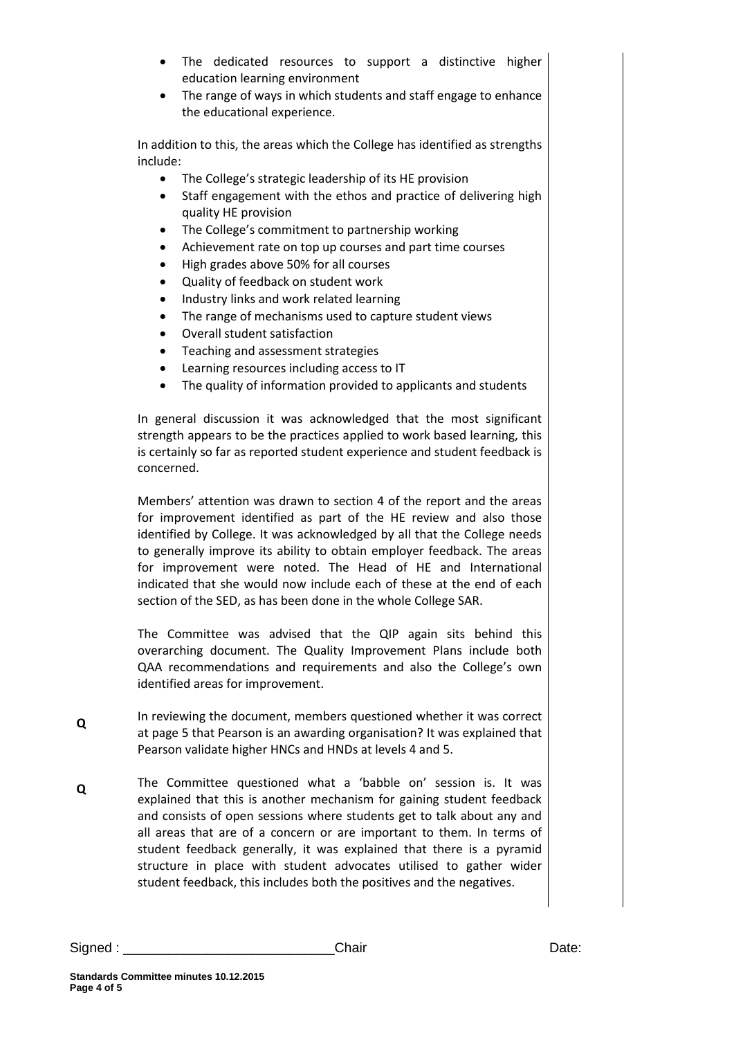- The dedicated resources to support a distinctive higher education learning environment
- The range of ways in which students and staff engage to enhance the educational experience.

In addition to this, the areas which the College has identified as strengths include:

- The College's strategic leadership of its HE provision
- Staff engagement with the ethos and practice of delivering high quality HE provision
- The College's commitment to partnership working
- Achievement rate on top up courses and part time courses
- High grades above 50% for all courses
- Quality of feedback on student work
- Industry links and work related learning
- The range of mechanisms used to capture student views
- Overall student satisfaction
- Teaching and assessment strategies
- Learning resources including access to IT
- The quality of information provided to applicants and students

In general discussion it was acknowledged that the most significant strength appears to be the practices applied to work based learning, this is certainly so far as reported student experience and student feedback is concerned.

Members' attention was drawn to section 4 of the report and the areas for improvement identified as part of the HE review and also those identified by College. It was acknowledged by all that the College needs to generally improve its ability to obtain employer feedback. The areas for improvement were noted. The Head of HE and International indicated that she would now include each of these at the end of each section of the SED, as has been done in the whole College SAR.

The Committee was advised that the QIP again sits behind this overarching document. The Quality Improvement Plans include both QAA recommendations and requirements and also the College's own identified areas for improvement.

**Q** In reviewing the document, members questioned whether it was correct at page 5 that Pearson is an awarding organisation? It was explained that Pearson validate higher HNCs and HNDs at levels 4 and 5.

**Q** The Committee questioned what a 'babble on' session is. It was explained that this is another mechanism for gaining student feedback and consists of open sessions where students get to talk about any and all areas that are of a concern or are important to them. In terms of student feedback generally, it was explained that there is a pyramid structure in place with student advocates utilised to gather wider student feedback, this includes both the positives and the negatives.

Signed : ___________________________ Chair Date: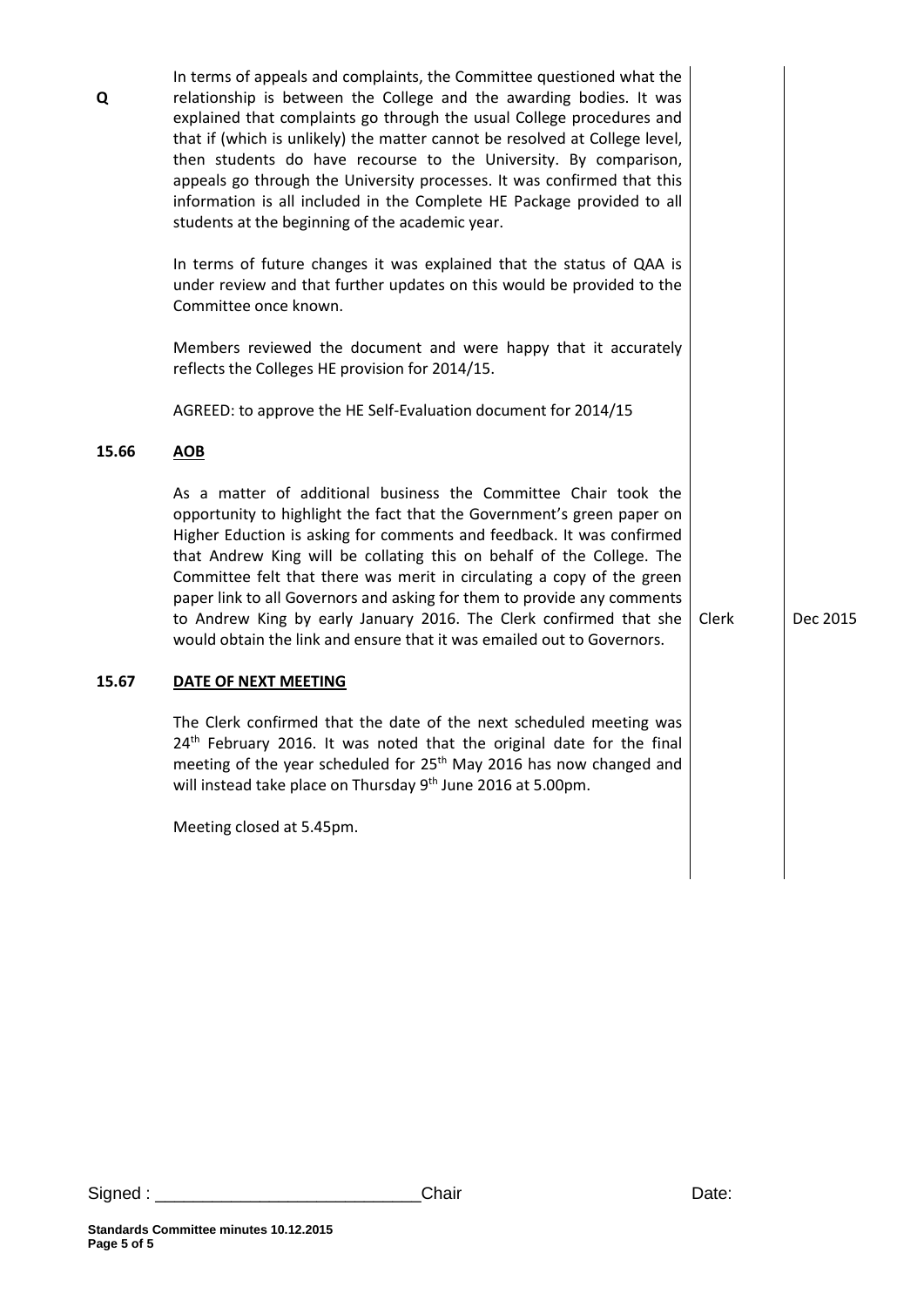| | | | |
|---|---|---|---|
| **Q** | In terms of appeals and complaints, the Committee questioned what the relationship is between the College and the awarding bodies. It was explained that complaints go through the usual College procedures and that if (which is unlikely) the matter cannot be resolved at College level, then students do have recourse to the University. By comparison, appeals go through the University processes. It was confirmed that this information is all included in the Complete HE Package provided to all students at the beginning of the academic year.<br><br>In terms of future changes it was explained that the status of QAA is under review and that further updates on this would be provided to the Committee once known.<br><br>Members reviewed the document and were happy that it accurately reflects the Colleges HE provision for 2014/15.<br><br>AGREED: to approve the HE Self-Evaluation document for 2014/15 | | |
| **15.66** | **<u>AOB</u>** | | |
| | As a matter of additional business the Committee Chair took the opportunity to highlight the fact that the Government's green paper on Higher Eduction is asking for comments and feedback. It was confirmed that Andrew King will be collating this on behalf of the College. The Committee felt that there was merit in circulating a copy of the green paper link to all Governors and asking for them to provide any comments to Andrew King by early January 2016. The Clerk confirmed that she would obtain the link and ensure that it was emailed out to Governors. | Clerk | Dec 2015 |
| **15.67** | **<u>DATE OF NEXT MEETING</u>** | | |
| | The Clerk confirmed that the date of the next scheduled meeting was 24th February 2016. It was noted that the original date for the final meeting of the year scheduled for 25th May 2016 has now changed and will instead take place on Thursday 9th June 2016 at 5.00pm.<br><br>Meeting closed at 5.45pm. | | |

Signed : ____________________________Chair Date:

**Standards Committee minutes 10.12.2015**